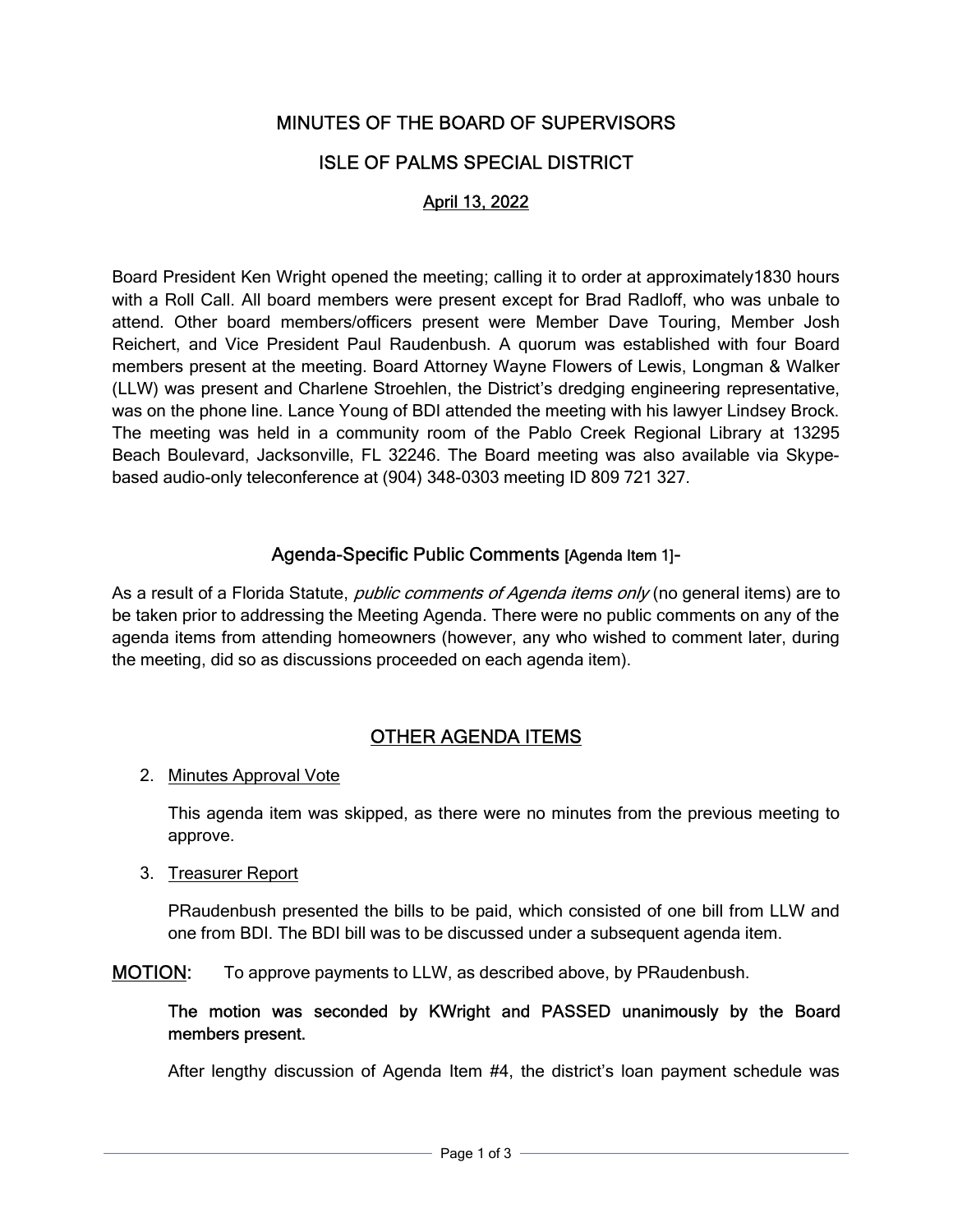# MINUTES OF THE BOARD OF SUPERVISORS

## ISLE OF PALMS SPECIAL DISTRICT

### April 13, 2022

Board President Ken Wright opened the meeting; calling it to order at approximately1830 hours with a Roll Call. All board members were present except for Brad Radloff, who was unbale to attend. Other board members/officers present were Member Dave Touring, Member Josh Reichert, and Vice President Paul Raudenbush. A quorum was established with four Board members present at the meeting. Board Attorney Wayne Flowers of Lewis, Longman & Walker (LLW) was present and Charlene Stroehlen, the District's dredging engineering representative, was on the phone line. Lance Young of BDI attended the meeting with his lawyer Lindsey Brock. The meeting was held in a community room of the Pablo Creek Regional Library at 13295 Beach Boulevard, Jacksonville, FL 32246. The Board meeting was also available via Skype-based audio-only teleconference at (904) 348-0303 meeting ID 809 721 327.

## Agenda-Specific Public Comments [Agenda Item 1]-

As a result of a Florida Statute, *public comments of Agenda items only* (no general items) are to be taken prior to addressing the Meeting Agenda. There were no public comments on any of the agenda items from attending homeowners (however, any who wished to comment later, during the meeting, did so as discussions proceeded on each agenda item).

## OTHER AGENDA ITEMS

2. Minutes Approval Vote

   This agenda item was skipped, as there were no minutes from the previous meeting to approve.

3. Treasurer Report

   PRaudenbush presented the bills to be paid, which consisted of one bill from LLW and one from BDI. The BDI bill was to be discussed under a subsequent agenda item.

**MOTION:** To approve payments to LLW, as described above, by PRaudenbush.

**The motion was seconded by KWright and PASSED unanimously by the Board members present.**

After lengthy discussion of Agenda Item #4, the district's loan payment schedule was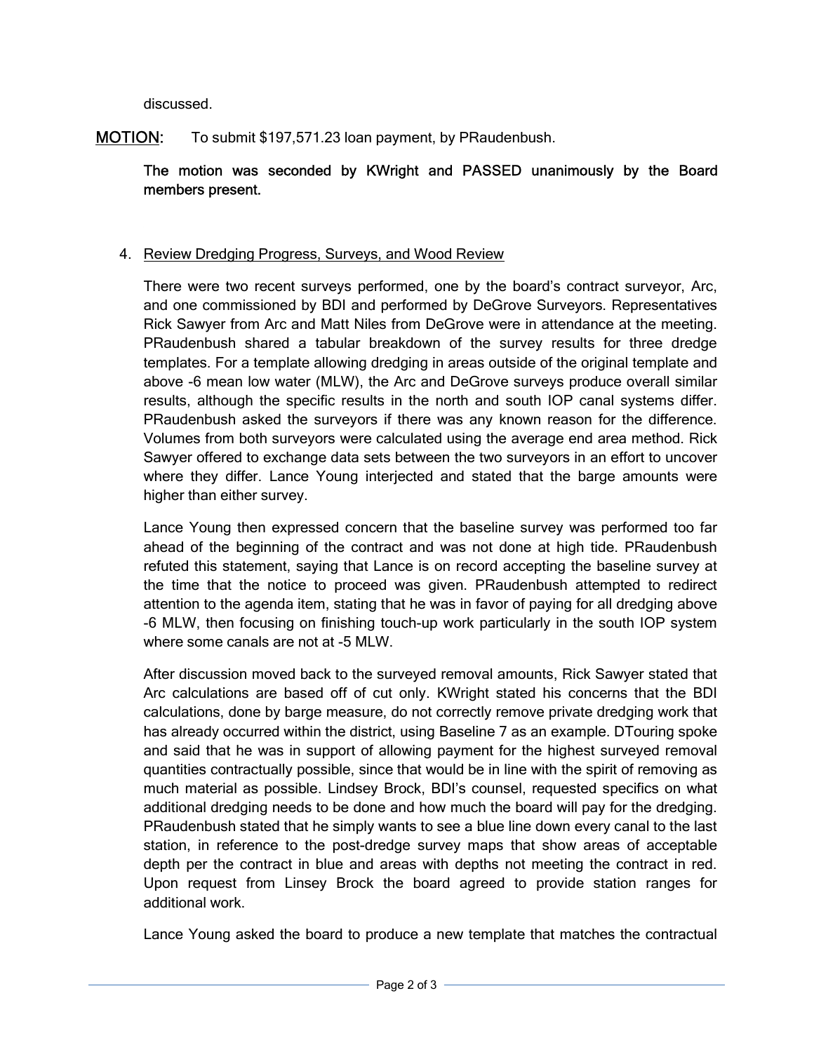discussed.

**MOTION:** To submit $197,571.23 loan payment, by PRaudenbush.

**The motion was seconded by KWright and PASSED unanimously by the Board members present.**

4. Review Dredging Progress, Surveys, and Wood Review

There were two recent surveys performed, one by the board's contract surveyor, Arc, and one commissioned by BDI and performed by DeGrove Surveyors. Representatives Rick Sawyer from Arc and Matt Niles from DeGrove were in attendance at the meeting. PRaudenbush shared a tabular breakdown of the survey results for three dredge templates. For a template allowing dredging in areas outside of the original template and above -6 mean low water (MLW), the Arc and DeGrove surveys produce overall similar results, although the specific results in the north and south IOP canal systems differ. PRaudenbush asked the surveyors if there was any known reason for the difference. Volumes from both surveyors were calculated using the average end area method. Rick Sawyer offered to exchange data sets between the two surveyors in an effort to uncover where they differ. Lance Young interjected and stated that the barge amounts were higher than either survey.

Lance Young then expressed concern that the baseline survey was performed too far ahead of the beginning of the contract and was not done at high tide. PRaudenbush refuted this statement, saying that Lance is on record accepting the baseline survey at the time that the notice to proceed was given. PRaudenbush attempted to redirect attention to the agenda item, stating that he was in favor of paying for all dredging above -6 MLW, then focusing on finishing touch-up work particularly in the south IOP system where some canals are not at -5 MLW.

After discussion moved back to the surveyed removal amounts, Rick Sawyer stated that Arc calculations are based off of cut only. KWright stated his concerns that the BDI calculations, done by barge measure, do not correctly remove private dredging work that has already occurred within the district, using Baseline 7 as an example. DTouring spoke and said that he was in support of allowing payment for the highest surveyed removal quantities contractually possible, since that would be in line with the spirit of removing as much material as possible. Lindsey Brock, BDI's counsel, requested specifics on what additional dredging needs to be done and how much the board will pay for the dredging. PRaudenbush stated that he simply wants to see a blue line down every canal to the last station, in reference to the post-dredge survey maps that show areas of acceptable depth per the contract in blue and areas with depths not meeting the contract in red. Upon request from Linsey Brock the board agreed to provide station ranges for additional work.

Lance Young asked the board to produce a new template that matches the contractual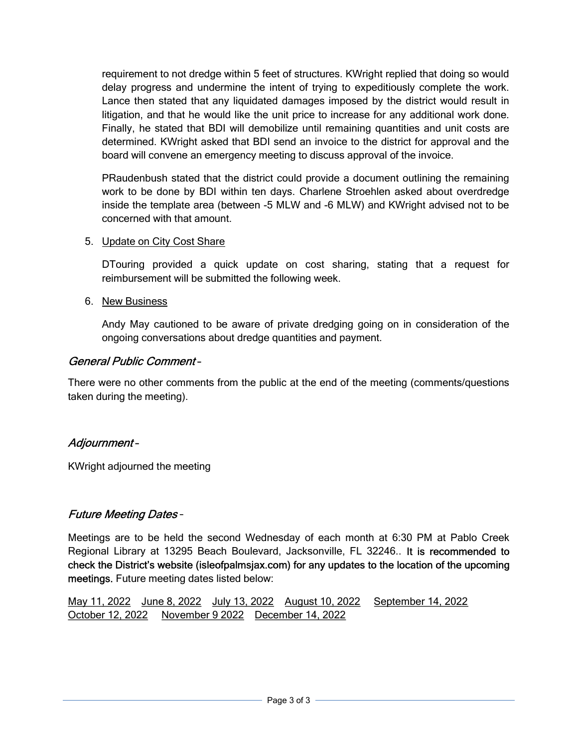requirement to not dredge within 5 feet of structures. KWright replied that doing so would delay progress and undermine the intent of trying to expeditiously complete the work. Lance then stated that any liquidated damages imposed by the district would result in litigation, and that he would like the unit price to increase for any additional work done. Finally, he stated that BDI will demobilize until remaining quantities and unit costs are determined. KWright asked that BDI send an invoice to the district for approval and the board will convene an emergency meeting to discuss approval of the invoice.

PRaudenbush stated that the district could provide a document outlining the remaining work to be done by BDI within ten days. Charlene Stroehlen asked about overdredge inside the template area (between -5 MLW and -6 MLW) and KWright advised not to be concerned with that amount.

5. Update on City Cost Share

   DTouring provided a quick update on cost sharing, stating that a request for reimbursement will be submitted the following week.

6. New Business

   Andy May cautioned to be aware of private dredging going on in consideration of the ongoing conversations about dredge quantities and payment.

## *General Public Comment –*

There were no other comments from the public at the end of the meeting (comments/questions taken during the meeting).

## *Adjournment –*

KWright adjourned the meeting

## *Future Meeting Dates –*

Meetings are to be held the second Wednesday of each month at 6:30 PM at Pablo Creek Regional Library at 13295 Beach Boulevard, Jacksonville, FL 32246.. **It is recommended to check the District's website (isleofpalmsjax.com) for any updates to the location of the upcoming meetings.** Future meeting dates listed below:

May 11, 2022 June 8, 2022 July 13, 2022 August 10, 2022 September 14, 2022
October 12, 2022 November 9 2022 December 14, 2022